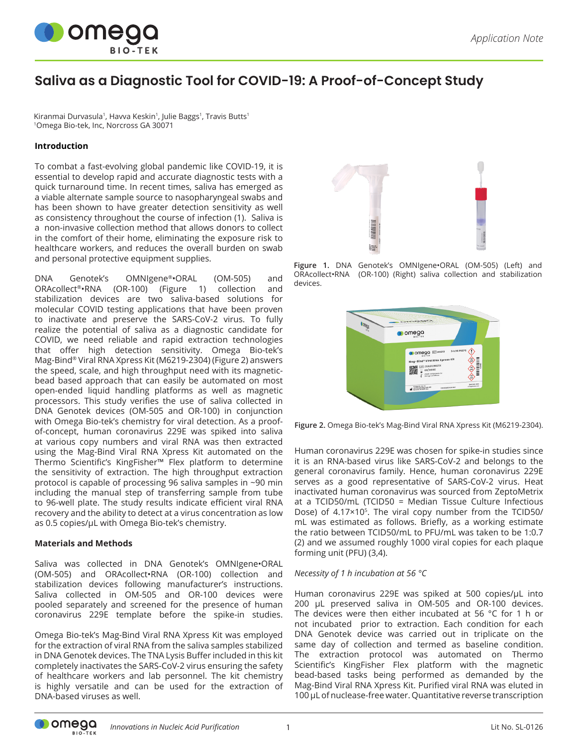# Saliva as a Diagnostic Tool for COVID-19: A Proof-of-Concept Study

Kiranmai Durvasula[1], Havva Keskin[1], Julie Baggs[1], Travis Butts[1]
[1]Omega Bio-tek, Inc, Norcross GA 30071

## Introduction

To combat a fast-evolving global pandemic like COVID-19, it is essential to develop rapid and accurate diagnostic tests with a quick turnaround time. In recent times, saliva has emerged as a viable alternate sample source to nasopharyngeal swabs and has been shown to have greater detection sensitivity as well as consistency throughout the course of infection (1). Saliva is a non-invasive collection method that allows donors to collect in the comfort of their home, eliminating the exposure risk to healthcare workers, and reduces the overall burden on swab and personal protective equipment supplies.

DNA Genotek's OMNIgene®•ORAL (OM-505) and ORAcollect®•RNA (OR-100) (Figure 1) collection and stabilization devices are two saliva-based solutions for molecular COVID testing applications that have been proven to inactivate and preserve the SARS-CoV-2 virus. To fully realize the potential of saliva as a diagnostic candidate for COVID, we need reliable and rapid extraction technologies that offer high detection sensitivity. Omega Bio-tek's Mag-Bind® Viral RNA Xpress Kit (M6219-2304) (Figure 2) answers the speed, scale, and high throughput need with its magnetic-bead based approach that can easily be automated on most open-ended liquid handling platforms as well as magnetic processors. This study verifies the use of saliva collected in DNA Genotek devices (OM-505 and OR-100) in conjunction with Omega Bio-tek's chemistry for viral detection. As a proof-of-concept, human coronavirus 229E was spiked into saliva at various copy numbers and viral RNA was then extracted using the Mag-Bind Viral RNA Xpress Kit automated on the Thermo Scientific's KingFisher™ Flex platform to determine the sensitivity of extraction. The high throughput extraction protocol is capable of processing 96 saliva samples in ~90 min including the manual step of transferring sample from tube to 96-well plate. The study results indicate efficient viral RNA recovery and the ability to detect at a virus concentration as low as 0.5 copies/µL with Omega Bio-tek's chemistry.

Figure 1. DNA Genotek's OMNIgene•ORAL (OM-505) (Left) and ORAcollect•RNA (OR-100) (Right) saliva collection and stabilization devices.

Figure 2. Omega Bio-tek's Mag-Bind Viral RNA Xpress Kit (M6219-2304).

## Materials and Methods

Saliva was collected in DNA Genotek's OMNIgene•ORAL (OM-505) and ORAcollect•RNA (OR-100) collection and stabilization devices following manufacturer's instructions. Saliva collected in OM-505 and OR-100 devices were pooled separately and screened for the presence of human coronavirus 229E template before the spike-in studies.

Omega Bio-tek's Mag-Bind Viral RNA Xpress Kit was employed for the extraction of viral RNA from the saliva samples stabilized in DNA Genotek devices. The TNA Lysis Buffer included in this kit completely inactivates the SARS-CoV-2 virus ensuring the safety of healthcare workers and lab personnel. The kit chemistry is highly versatile and can be used for the extraction of DNA-based viruses as well.

Human coronavirus 229E was chosen for spike-in studies since it is an RNA-based virus like SARS-CoV-2 and belongs to the general coronavirus family. Hence, human coronavirus 229E serves as a good representative of SARS-CoV-2 virus. Heat inactivated human coronavirus was sourced from ZeptoMetrix at a TCID50/mL (TCID50 = Median Tissue Culture Infectious Dose) of $4.17 \times 10^5$. The viral copy number from the TCID50/mL was estimated as follows. Briefly, as a working estimate the ratio between TCID50/mL to PFU/mL was taken to be 1:0.7 (2) and we assumed roughly 1000 viral copies for each plaque forming unit (PFU) (3,4).

*Necessity of 1 h incubation at 56 °C*

Human coronavirus 229E was spiked at 500 copies/µL into 200 µL preserved saliva in OM-505 and OR-100 devices. The devices were then either incubated at 56 °C for 1 h or not incubated prior to extraction. Each condition for each DNA Genotek device was carried out in triplicate on the same day of collection and termed as baseline condition. The extraction protocol was automated on Thermo Scientific's KingFisher Flex platform with the magnetic bead-based tasks being performed as demanded by the Mag-Bind Viral RNA Xpress Kit. Purified viral RNA was eluted in 100 µL of nuclease-free water. Quantitative reverse transcription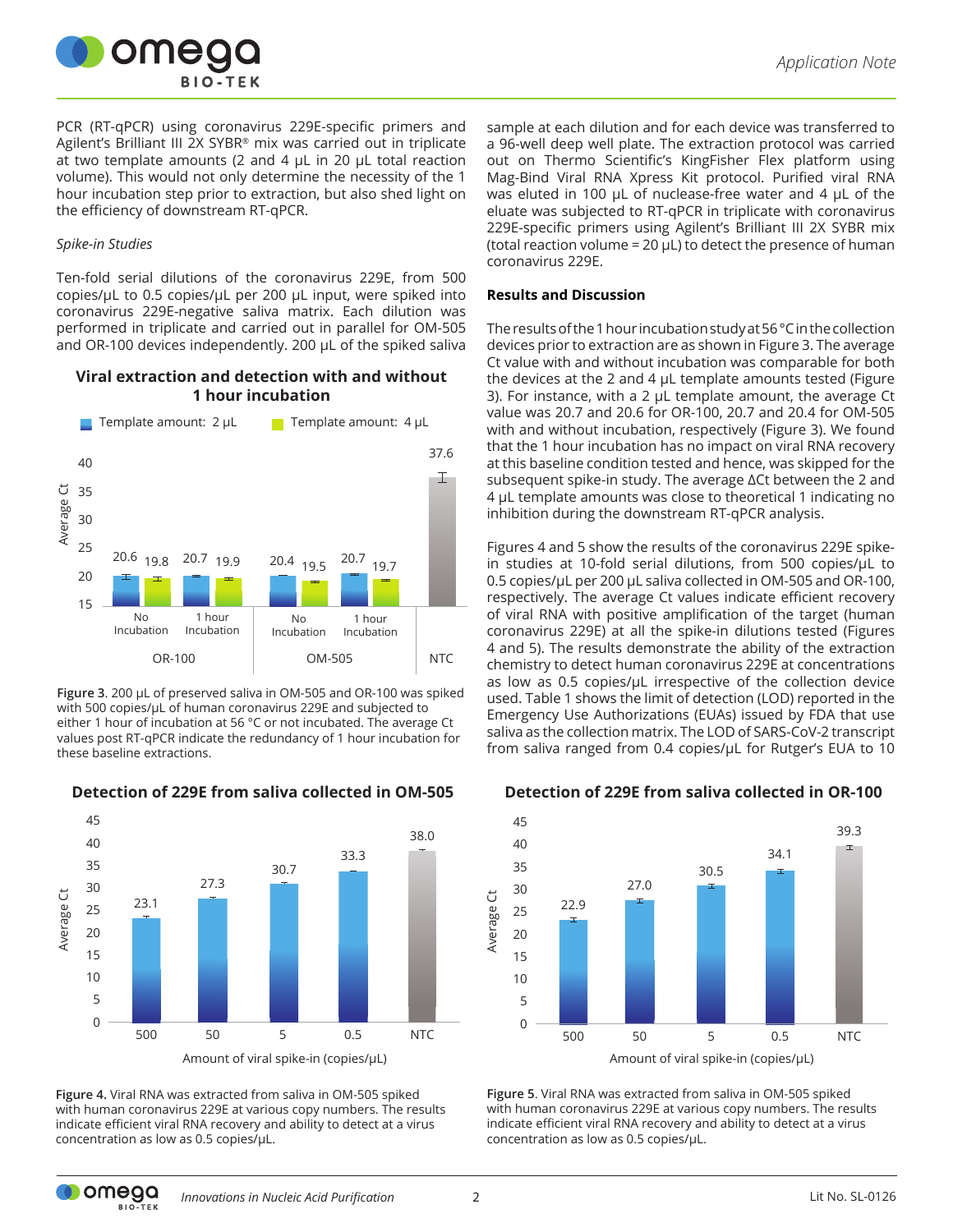PCR (RT-qPCR) using coronavirus 229E-specific primers and Agilent's Brilliant III 2X SYBR® mix was carried out in triplicate at two template amounts (2 and 4 µL in 20 µL total reaction volume). This would not only determine the necessity of the 1 hour incubation step prior to extraction, but also shed light on the efficiency of downstream RT-qPCR.

*Spike-in Studies*

Ten-fold serial dilutions of the coronavirus 229E, from 500 copies/µL to 0.5 copies/µL per 200 µL input, were spiked into coronavirus 229E-negative saliva matrix. Each dilution was performed in triplicate and carried out in parallel for OM-505 and OR-100 devices independently. 200 µL of the spiked saliva sample at each dilution and for each device was transferred to a 96-well deep well plate. The extraction protocol was carried out on Thermo Scientific's KingFisher Flex platform using Mag-Bind Viral RNA Xpress Kit protocol. Purified viral RNA was eluted in 100 µL of nuclease-free water and 4 µL of the eluate was subjected to RT-qPCR in triplicate with coronavirus 229E-specific primers using Agilent's Brilliant III 2X SYBR mix (total reaction volume = 20 µL) to detect the presence of human coronavirus 229E.

**Viral extraction and detection with and without 1 hour incubation**

| | | Template amount: 2 µL | Template amount: 4 µL |
|---|---|---|---|
| OR-100 | No Incubation | 20.6 | 19.8 |
| OR-100 | 1 hour Incubation | 20.7 | 19.9 |
| OM-505 | No Incubation | 20.4 | 19.5 |
| OM-505 | 1 hour Incubation | 20.7 | 19.7 |
| NTC | | 37.6 | |

**Figure 3.** 200 µL of preserved saliva in OM-505 and OR-100 was spiked with 500 copies/µL of human coronavirus 229E and subjected to either 1 hour of incubation at 56 °C or not incubated. The average Ct values post RT-qPCR indicate the redundancy of 1 hour incubation for these baseline extractions.

## Results and Discussion

The results of the 1 hour incubation study at 56 °C in the collection devices prior to extraction are as shown in Figure 3. The average Ct value with and without incubation was comparable for both the devices at the 2 and 4 µL template amounts tested (Figure 3). For instance, with a 2 µL template amount, the average Ct value was 20.7 and 20.6 for OR-100, 20.7 and 20.4 for OM-505 with and without incubation, respectively (Figure 3). We found that the 1 hour incubation has no impact on viral RNA recovery at this baseline condition tested and hence, was skipped for the subsequent spike-in study. The average ΔCt between the 2 and 4 µL template amounts was close to theoretical 1 indicating no inhibition during the downstream RT-qPCR analysis.

Figures 4 and 5 show the results of the coronavirus 229E spike-in studies at 10-fold serial dilutions, from 500 copies/µL to 0.5 copies/µL per 200 µL saliva collected in OM-505 and OR-100, respectively. The average Ct values indicate efficient recovery of viral RNA with positive amplification of the target (human coronavirus 229E) at all the spike-in dilutions tested (Figures 4 and 5). The results demonstrate the ability of the extraction chemistry to detect human coronavirus 229E at concentrations as low as 0.5 copies/µL irrespective of the collection device used. Table 1 shows the limit of detection (LOD) reported in the Emergency Use Authorizations (EUAs) issued by FDA that use saliva as the collection matrix. The LOD of SARS-CoV-2 transcript from saliva ranged from 0.4 copies/µL for Rutger's EUA to 10

**Detection of 229E from saliva collected in OM-505**

| Amount of viral spike-in (copies/µL) | 500 | 50 | 5 | 0.5 | NTC |
|---|---|---|---|---|---|
| Average Ct | 23.1 | 27.3 | 30.7 | 33.3 | 38.0 |

**Figure 4.** Viral RNA was extracted from saliva in OM-505 spiked with human coronavirus 229E at various copy numbers. The results indicate efficient viral RNA recovery and ability to detect at a virus concentration as low as 0.5 copies/µL.

**Detection of 229E from saliva collected in OR-100**

| Amount of viral spike-in (copies/µL) | 500 | 50 | 5 | 0.5 | NTC |
|---|---|---|---|---|---|
| Average Ct | 22.9 | 27.0 | 30.5 | 34.1 | 39.3 |

**Figure 5**. Viral RNA was extracted from saliva in OM-505 spiked with human coronavirus 229E at various copy numbers. The results indicate efficient viral RNA recovery and ability to detect at a virus concentration as low as 0.5 copies/µL.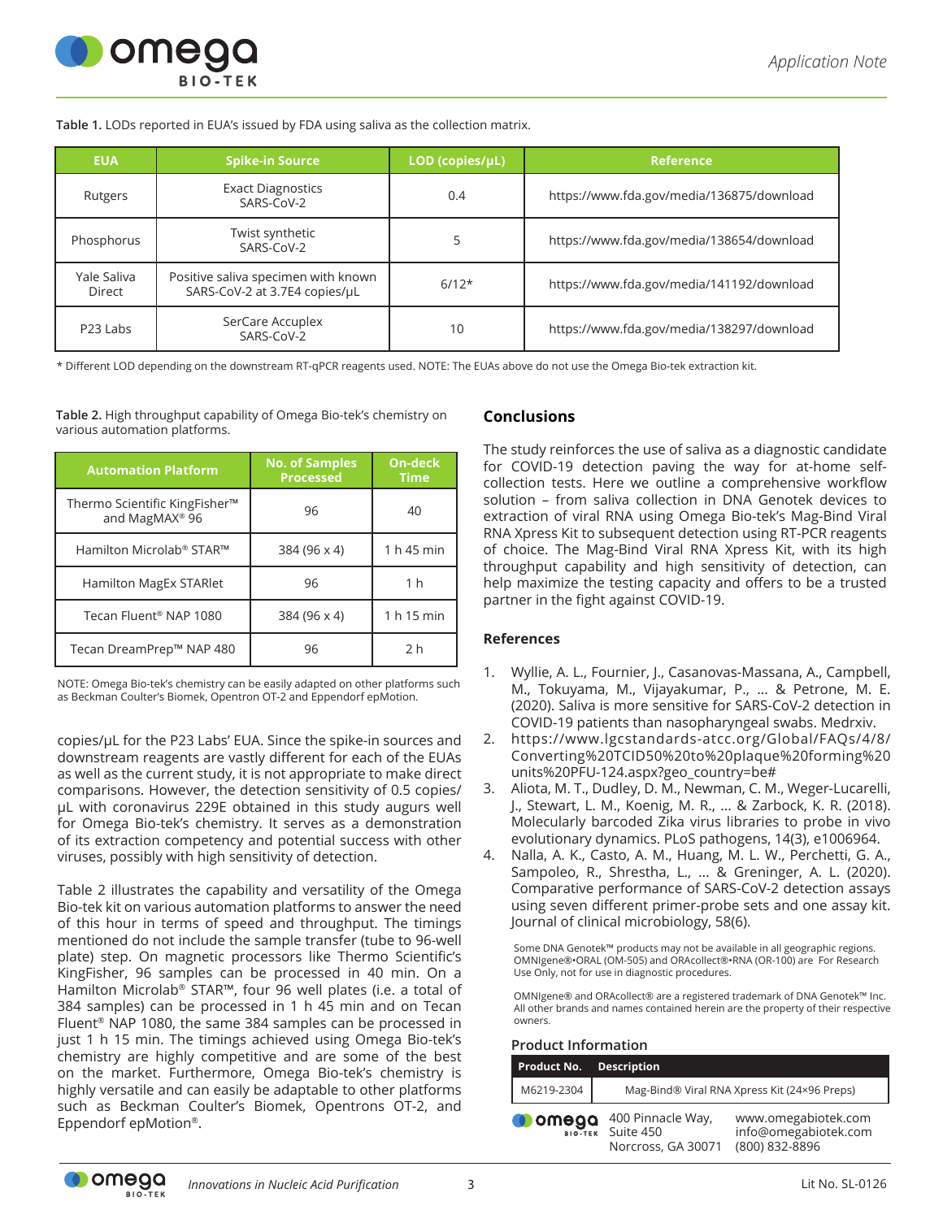**Table 1.** LODs reported in EUA's issued by FDA using saliva as the collection matrix.

| EUA | Spike-in Source | LOD (copies/µL) | Reference |
|---|---|---|---|
| Rutgers | Exact Diagnostics SARS-CoV-2 | 0.4 | https://www.fda.gov/media/136875/download |
| Phosphorus | Twist synthetic SARS-CoV-2 | 5 | https://www.fda.gov/media/138654/download |
| Yale Saliva Direct | Positive saliva specimen with known SARS-CoV-2 at 3.7E4 copies/µL | 6/12* | https://www.fda.gov/media/141192/download |
| P23 Labs | SerCare Accuplex SARS-CoV-2 | 10 | https://www.fda.gov/media/138297/download |

* Different LOD depending on the downstream RT-qPCR reagents used. NOTE: The EUAs above do not use the Omega Bio-tek extraction kit.

**Table 2.** High throughput capability of Omega Bio-tek's chemistry on various automation platforms.

| Automation Platform | No. of Samples Processed | On-deck Time |
|---|---|---|
| Thermo Scientific KingFisher™ and MagMAX® 96 | 96 | 40 |
| Hamilton Microlab® STAR™ | 384 (96 x 4) | 1 h 45 min |
| Hamilton MagEx STARlet | 96 | 1 h |
| Tecan Fluent® NAP 1080 | 384 (96 x 4) | 1 h 15 min |
| Tecan DreamPrep™ NAP 480 | 96 | 2 h |

NOTE: Omega Bio-tek's chemistry can be easily adapted on other platforms such as Beckman Coulter's Biomek, Opentron OT-2 and Eppendorf epMotion.

copies/µL for the P23 Labs' EUA. Since the spike-in sources and downstream reagents are vastly different for each of the EUAs as well as the current study, it is not appropriate to make direct comparisons. However, the detection sensitivity of 0.5 copies/µL with coronavirus 229E obtained in this study augurs well for Omega Bio-tek's chemistry. It serves as a demonstration of its extraction competency and potential success with other viruses, possibly with high sensitivity of detection.

Table 2 illustrates the capability and versatility of the Omega Bio-tek kit on various automation platforms to answer the need of this hour in terms of speed and throughput. The timings mentioned do not include the sample transfer (tube to 96-well plate) step. On magnetic processors like Thermo Scientific's KingFisher, 96 samples can be processed in 40 min. On a Hamilton Microlab® STAR™, four 96 well plates (i.e. a total of 384 samples) can be processed in 1 h 45 min and on Tecan Fluent® NAP 1080, the same 384 samples can be processed in just 1 h 15 min. The timings achieved using Omega Bio-tek's chemistry are highly competitive and are some of the best on the market. Furthermore, Omega Bio-tek's chemistry is highly versatile and can easily be adaptable to other platforms such as Beckman Coulter's Biomek, Opentrons OT-2, and Eppendorf epMotion®.

## Conclusions

The study reinforces the use of saliva as a diagnostic candidate for COVID-19 detection paving the way for at-home self-collection tests. Here we outline a comprehensive workflow solution – from saliva collection in DNA Genotek devices to extraction of viral RNA using Omega Bio-tek's Mag-Bind Viral RNA Xpress Kit to subsequent detection using RT-PCR reagents of choice. The Mag-Bind Viral RNA Xpress Kit, with its high throughput capability and high sensitivity of detection, can help maximize the testing capacity and offers to be a trusted partner in the fight against COVID-19.

## References

1. Wyllie, A. L., Fournier, J., Casanovas-Massana, A., Campbell, M., Tokuyama, M., Vijayakumar, P., ... & Petrone, M. E. (2020). Saliva is more sensitive for SARS-CoV-2 detection in COVID-19 patients than nasopharyngeal swabs. Medrxiv.
2. https://www.lgcstandards-atcc.org/Global/FAQs/4/8/Converting%20TCID50%20to%20plaque%20forming%20units%20PFU-124.aspx?geo_country=be#
3. Aliota, M. T., Dudley, D. M., Newman, C. M., Weger-Lucarelli, J., Stewart, L. M., Koenig, M. R., ... & Zarbock, K. R. (2018). Molecularly barcoded Zika virus libraries to probe in vivo evolutionary dynamics. PLoS pathogens, 14(3), e1006964.
4. Nalla, A. K., Casto, A. M., Huang, M. L. W., Perchetti, G. A., Sampoleo, R., Shrestha, L., ... & Greninger, A. L. (2020). Comparative performance of SARS-CoV-2 detection assays using seven different primer-probe sets and one assay kit. Journal of clinical microbiology, 58(6).

Some DNA Genotek™ products may not be available in all geographic regions. OMNIgene®•ORAL (OM-505) and ORAcollect®•RNA (OR-100) are For Research Use Only, not for use in diagnostic procedures.

OMNIgene® and ORAcollect® are a registered trademark of DNA Genotek™ Inc. All other brands and names contained herein are the property of their respective owners.

### Product Information

| Product No. | Description |
|---|---|
| M6219-2304 | Mag-Bind® Viral RNA Xpress Kit (24×96 Preps) |

400 Pinnacle Way, Suite 450
Norcross, GA 30071

www.omegabiotek.com
info@omegabiotek.com
(800) 832-8896

Lit No. SL-0126